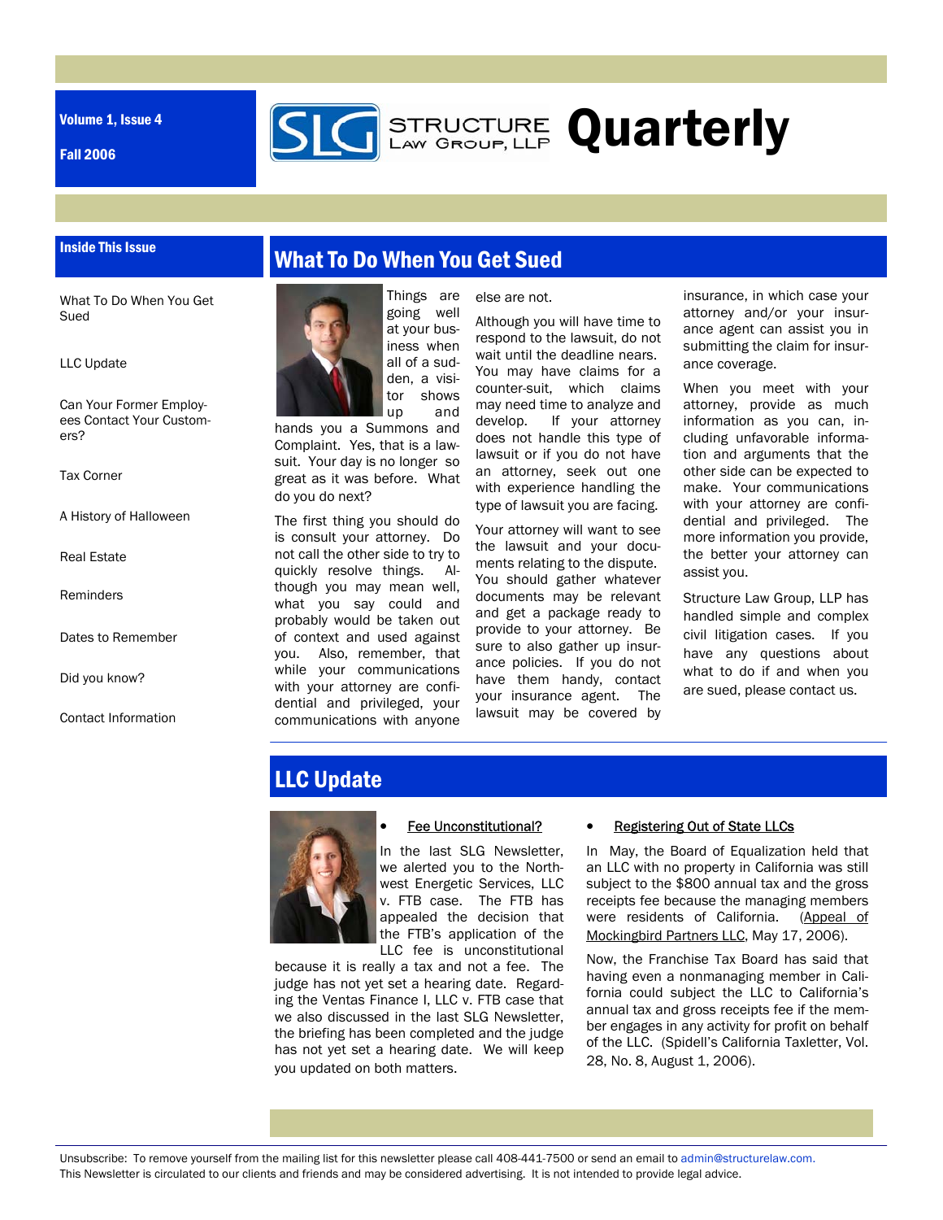Volume 1, Issue 4

Fall 2006

# STRUCTURE Law Group, LLP Quarterly

**Inside This Issue**

- What To Do When You Get Sued
- LLC Update
- Can Your Former Employees Contact Your Customers?
- Tax Corner
- A History of Halloween
- Real Estate
- Reminders
- Dates to Remember
- Did you know?
- Contact Information

## What To Do When You Get Sued

Things are going well at your business when all of a sudden, a visitor shows up and hands you a Summons and Complaint. Yes, that is a lawsuit. Your day is no longer so great as it was before. What do you do next?

The first thing you should do is consult your attorney. Do not call the other side to try to quickly resolve things. Although you may mean well, what you say could and probably would be taken out of context and used against you. Also, remember, that while your communications with your attorney are confidential and privileged, your communications with anyone else are not.

Although you will have time to respond to the lawsuit, do not wait until the deadline nears. You may have claims for a counter-suit, which claims may need time to analyze and develop. If your attorney does not handle this type of lawsuit or if you do not have an attorney, seek out one with experience handling the type of lawsuit you are facing.

Your attorney will want to see the lawsuit and your documents relating to the dispute. You should gather whatever documents may be relevant and get a package ready to provide to your attorney. Be sure to also gather up insurance policies. If you do not have them handy, contact your insurance agent. The lawsuit may be covered by insurance, in which case your attorney and/or your insurance agent can assist you in submitting the claim for insurance coverage.

When you meet with your attorney, provide as much information as you can, including unfavorable information and arguments that the other side can be expected to make. Your communications with your attorney are confidential and privileged. The more information you provide, the better your attorney can assist you.

Structure Law Group, LLP has handled simple and complex civil litigation cases. If you have any questions about what to do if and when you are sued, please contact us.

## LLC Update

- <u>Fee Unconstitutional?</u>

In the last SLG Newsletter, we alerted you to the Northwest Energetic Services, LLC v. FTB case. The FTB has appealed the decision that the FTB's application of the LLC fee is unconstitutional because it is really a tax and not a fee. The judge has not yet set a hearing date. Regarding the Ventas Finance I, LLC v. FTB case that we also discussed in the last SLG Newsletter, the briefing has been completed and the judge has not yet set a hearing date. We will keep you updated on both matters.

- <u>Registering Out of State LLCs</u>

In May, the Board of Equalization held that an LLC with no property in California was still subject to the $800 annual tax and the gross receipts fee because the managing members were residents of California. (<u>Appeal of Mockingbird Partners LLC</u>, May 17, 2006).

Now, the Franchise Tax Board has said that having even a nonmanaging member in California could subject the LLC to California's annual tax and gross receipts fee if the member engages in any activity for profit on behalf of the LLC. (Spidell's California Taxletter, Vol. 28, No. 8, August 1, 2006).

Unsubscribe: To remove yourself from the mailing list for this newsletter please call 408-441-7500 or send an email to admin@structurelaw.com.
This Newsletter is circulated to our clients and friends and may be considered advertising. It is not intended to provide legal advice.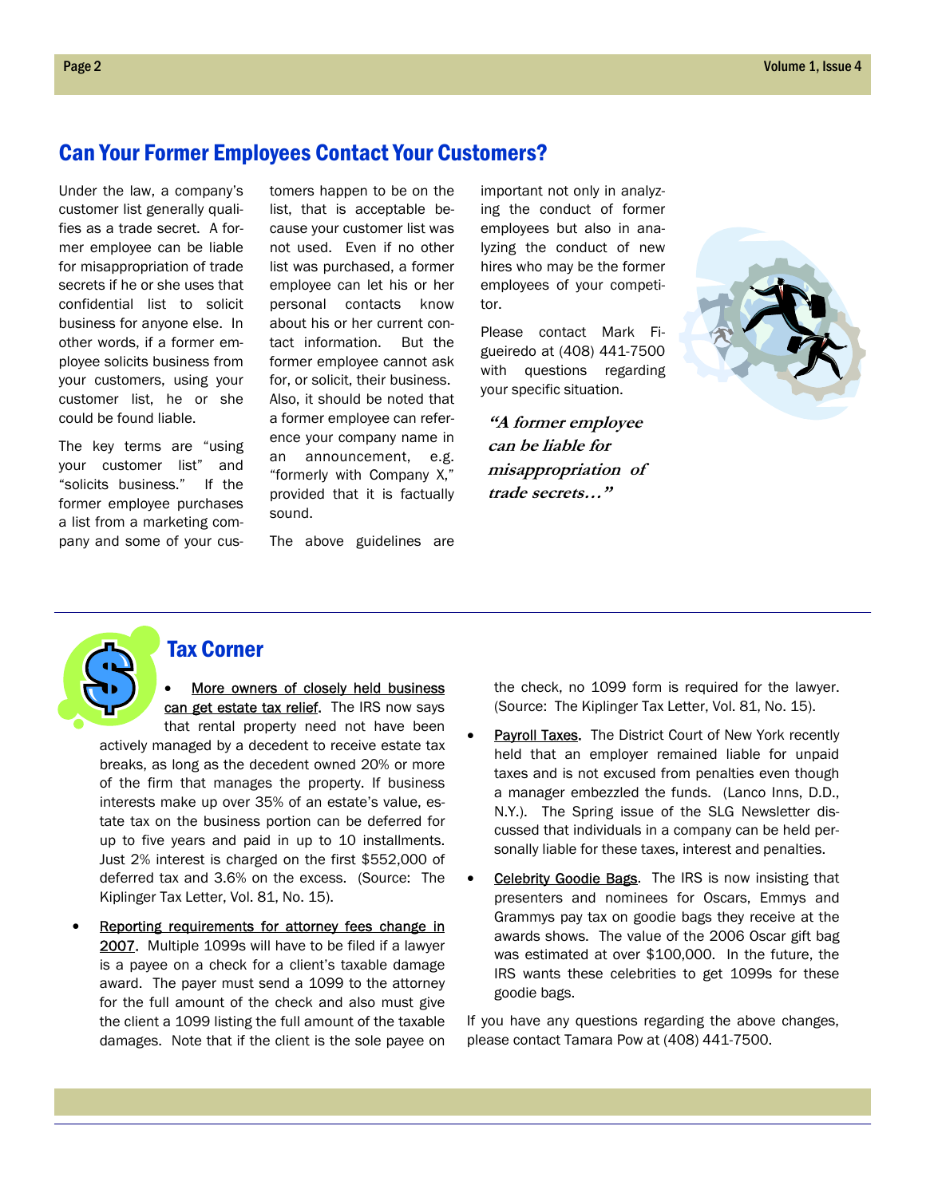## Can Your Former Employees Contact Your Customers?

Under the law, a company's customer list generally qualifies as a trade secret. A former employee can be liable for misappropriation of trade secrets if he or she uses that confidential list to solicit business for anyone else. In other words, if a former employee solicits business from your customers, using your customer list, he or she could be found liable.

The key terms are "using your customer list" and "solicits business." If the former employee purchases a list from a marketing company and some of your customers happen to be on the list, that is acceptable because your customer list was not used. Even if no other list was purchased, a former employee can let his or her personal contacts know about his or her current contact information. But the former employee cannot ask for, or solicit, their business. Also, it should be noted that a former employee can reference your company name in an announcement, e.g. "formerly with Company X," provided that it is factually sound.

The above guidelines are important not only in analyzing the conduct of former employees but also in analyzing the conduct of new hires who may be the former employees of your competitor.

Please contact Mark Figueiredo at (408) 441-7500 with questions regarding your specific situation.

***"A former employee can be liable for misappropriation of trade secrets…"***

## Tax Corner

- <u>More owners of closely held business can get estate tax relief</u>. The IRS now says that rental property need not have been actively managed by a decedent to receive estate tax breaks, as long as the decedent owned 20% or more of the firm that manages the property. If business interests make up over 35% of an estate's value, estate tax on the business portion can be deferred for up to five years and paid in up to 10 installments. Just 2% interest is charged on the first $552,000 of deferred tax and 3.6% on the excess. (Source: The Kiplinger Tax Letter, Vol. 81, No. 15).

- <u>Reporting requirements for attorney fees change in 2007</u>. Multiple 1099s will have to be filed if a lawyer is a payee on a check for a client's taxable damage award. The payer must send a 1099 to the attorney for the full amount of the check and also must give the client a 1099 listing the full amount of the taxable damages. Note that if the client is the sole payee on the check, no 1099 form is required for the lawyer. (Source: The Kiplinger Tax Letter, Vol. 81, No. 15).

- <u>Payroll Taxes</u>. The District Court of New York recently held that an employer remained liable for unpaid taxes and is not excused from penalties even though a manager embezzled the funds. (Lanco Inns, D.D., N.Y.). The Spring issue of the SLG Newsletter discussed that individuals in a company can be held personally liable for these taxes, interest and penalties.

- <u>Celebrity Goodie Bags</u>. The IRS is now insisting that presenters and nominees for Oscars, Emmys and Grammys pay tax on goodie bags they receive at the awards shows. The value of the 2006 Oscar gift bag was estimated at over $100,000. In the future, the IRS wants these celebrities to get 1099s for these goodie bags.

If you have any questions regarding the above changes, please contact Tamara Pow at (408) 441-7500.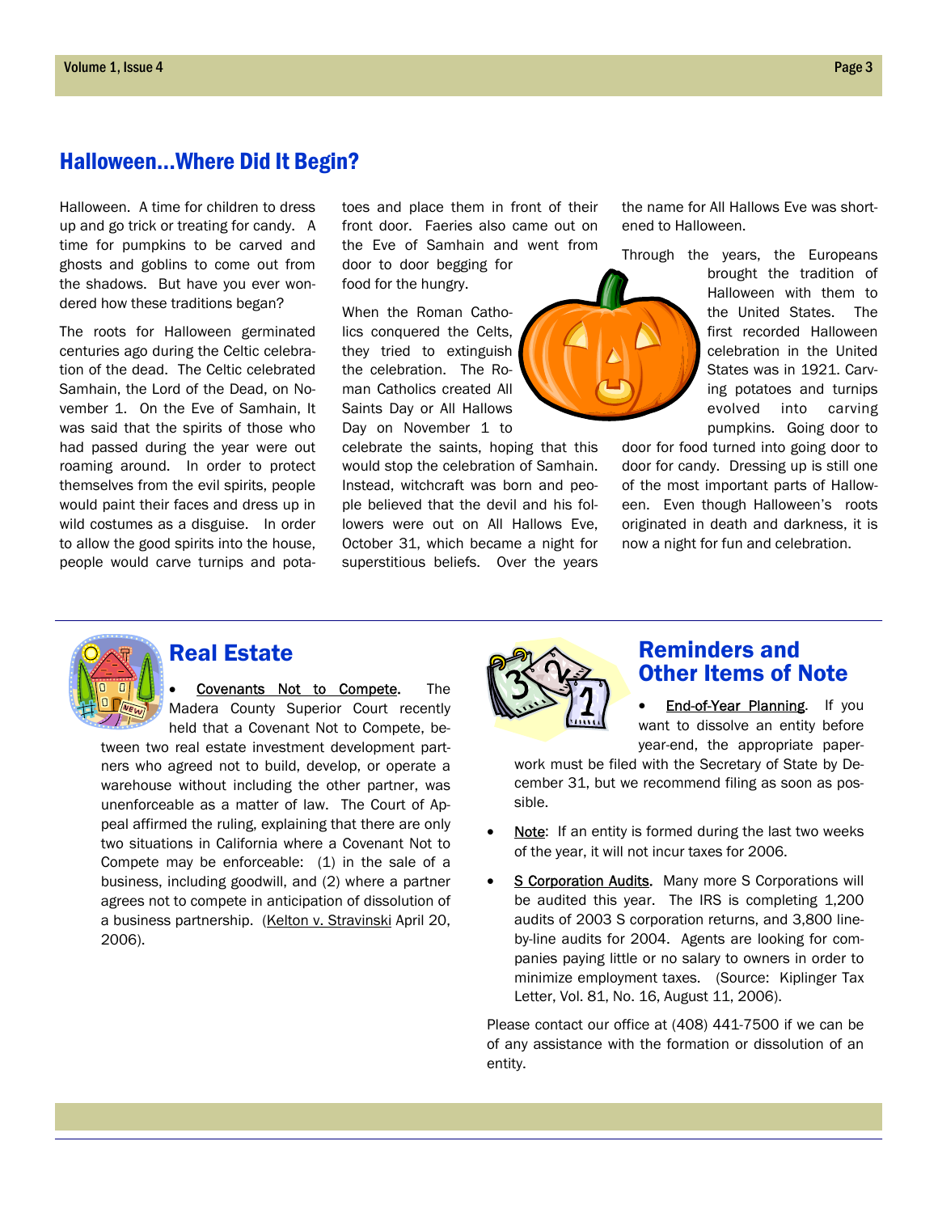## Halloween...Where Did It Begin?

Halloween. A time for children to dress up and go trick or treating for candy. A time for pumpkins to be carved and ghosts and goblins to come out from the shadows. But have you ever wondered how these traditions began?

The roots for Halloween germinated centuries ago during the Celtic celebration of the dead. The Celtic celebrated Samhain, the Lord of the Dead, on November 1. On the Eve of Samhain, It was said that the spirits of those who had passed during the year were out roaming around. In order to protect themselves from the evil spirits, people would paint their faces and dress up in wild costumes as a disguise. In order to allow the good spirits into the house, people would carve turnips and potatoes and place them in front of their front door. Faeries also came out on the Eve of Samhain and went from door to door begging for food for the hungry.

When the Roman Catholics conquered the Celts, they tried to extinguish the celebration. The Roman Catholics created All Saints Day or All Hallows Day on November 1 to celebrate the saints, hoping that this would stop the celebration of Samhain. Instead, witchcraft was born and people believed that the devil and his followers were out on All Hallows Eve, October 31, which became a night for superstitious beliefs. Over the years the name for All Hallows Eve was shortened to Halloween.

Through the years, the Europeans brought the tradition of Halloween with them to the United States. The first recorded Halloween celebration in the United States was in 1921. Carving potatoes and turnips evolved into carving pumpkins. Going door to door for food turned into going door to door for candy. Dressing up is still one of the most important parts of Halloween. Even though Halloween's roots originated in death and darkness, it is now a night for fun and celebration.

## Real Estate

- Covenants Not to Compete. The Madera County Superior Court recently held that a Covenant Not to Compete, between two real estate investment development partners who agreed not to build, develop, or operate a warehouse without including the other partner, was unenforceable as a matter of law. The Court of Appeal affirmed the ruling, explaining that there are only two situations in California where a Covenant Not to Compete may be enforceable: (1) in the sale of a business, including goodwill, and (2) where a partner agrees not to compete in anticipation of dissolution of a business partnership. (Kelton v. Stravinski April 20, 2006).

## Reminders and Other Items of Note

- End-of-Year Planning. If you want to dissolve an entity before year-end, the appropriate paperwork must be filed with the Secretary of State by December 31, but we recommend filing as soon as possible.
- Note: If an entity is formed during the last two weeks of the year, it will not incur taxes for 2006.
- S Corporation Audits. Many more S Corporations will be audited this year. The IRS is completing 1,200 audits of 2003 S corporation returns, and 3,800 line-by-line audits for 2004. Agents are looking for companies paying little or no salary to owners in order to minimize employment taxes. (Source: Kiplinger Tax Letter, Vol. 81, No. 16, August 11, 2006).

Please contact our office at (408) 441-7500 if we can be of any assistance with the formation or dissolution of an entity.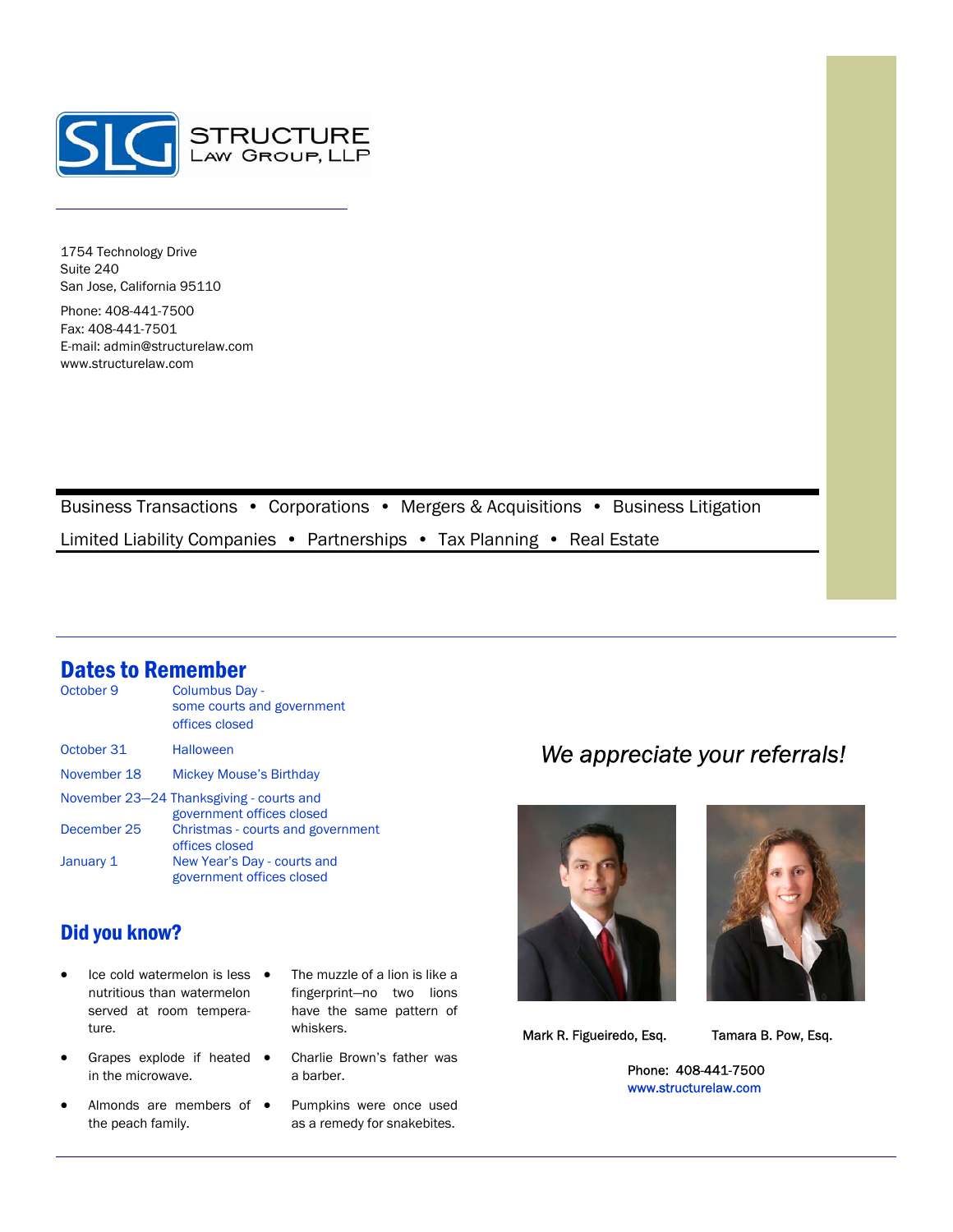STRUCTURE LAW GROUP, LLP

1754 Technology Drive
Suite 240
San Jose, California 95110

Phone: 408-441-7500
Fax: 408-441-7501
E-mail: admin@structurelaw.com
www.structurelaw.com

Business Transactions • Corporations • Mergers & Acquisitions • Business Litigation

Limited Liability Companies • Partnerships • Tax Planning • Real Estate

## Dates to Remember

| | |
|---|---|
| October 9 | Columbus Day - some courts and government offices closed |
| October 31 | Halloween |
| November 18 | Mickey Mouse's Birthday |
| November 23—24 | Thanksgiving - courts and government offices closed |
| December 25 | Christmas - courts and government offices closed |
| January 1 | New Year's Day - courts and government offices closed |

## Did you know?

- Ice cold watermelon is less nutritious than watermelon served at room temperature.
- Grapes explode if heated in the microwave.
- Almonds are members of the peach family.
- The muzzle of a lion is like a fingerprint—no two lions have the same pattern of whiskers.
- Charlie Brown's father was a barber.
- Pumpkins were once used as a remedy for snakebites.

*We appreciate your referrals!*

Mark R. Figueiredo, Esq.

Tamara B. Pow, Esq.

Phone: 408-441-7500
www.structurelaw.com